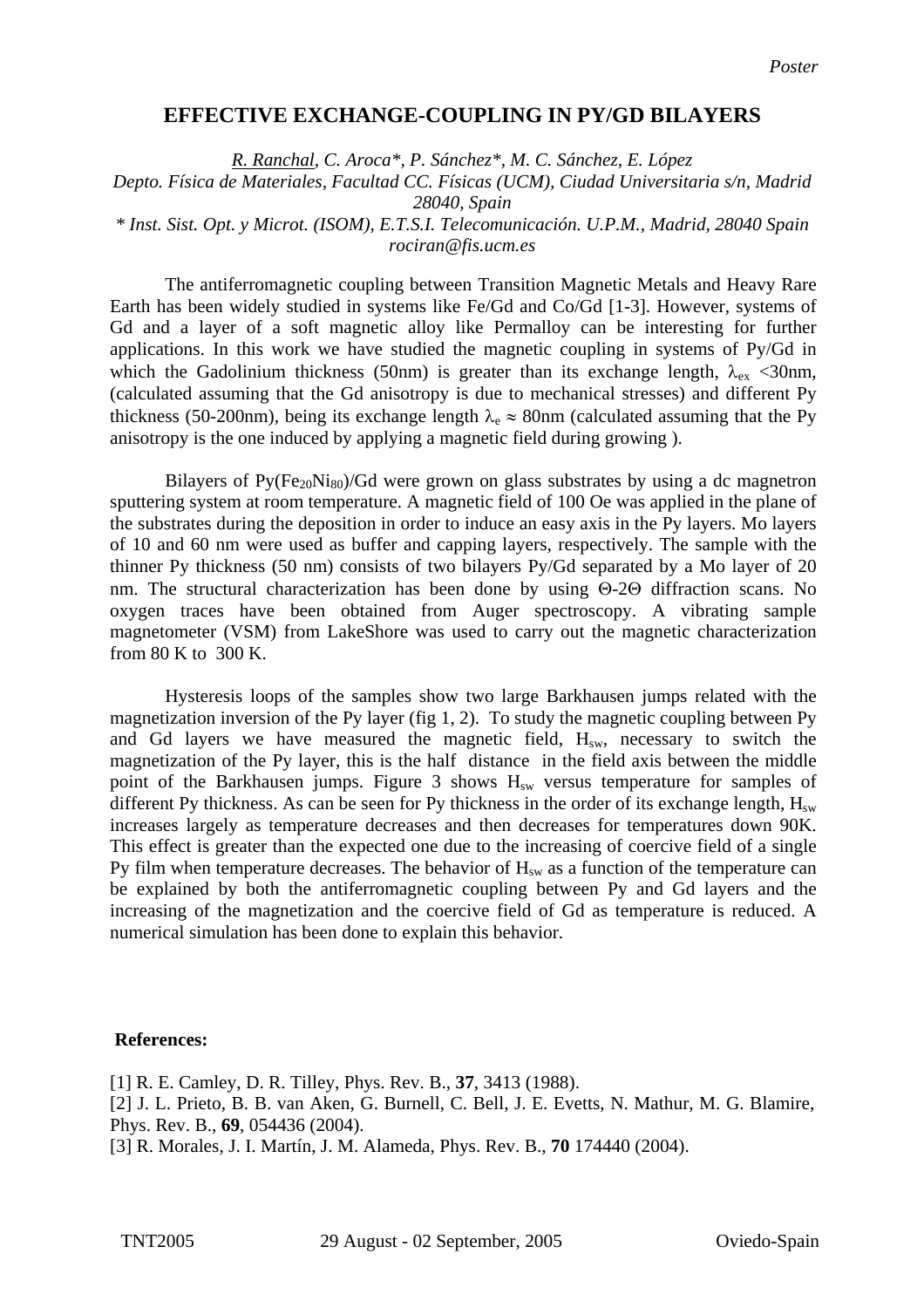*Poster*

# EFFECTIVE EXCHANGE-COUPLING IN PY/GD BILAYERS

*R. Ranchal, C. Aroca\*, P. Sánchez\*, M. C. Sánchez, E. López*
*Depto. Física de Materiales, Facultad CC. Físicas (UCM), Ciudad Universitaria s/n, Madrid 28040, Spain*
*\* Inst. Sist. Opt. y Microt. (ISOM), E.T.S.I. Telecomunicación. U.P.M., Madrid, 28040 Spain*
*rociran@fis.ucm.es*

The antiferromagnetic coupling between Transition Magnetic Metals and Heavy Rare Earth has been widely studied in systems like Fe/Gd and Co/Gd [1-3]. However, systems of Gd and a layer of a soft magnetic alloy like Permalloy can be interesting for further applications. In this work we have studied the magnetic coupling in systems of Py/Gd in which the Gadolinium thickness (50nm) is greater than its exchange length, $\lambda_{ex}$ <30nm, (calculated assuming that the Gd anisotropy is due to mechanical stresses) and different Py thickness (50-200nm), being its exchange length $\lambda_e \approx$ 80nm (calculated assuming that the Py anisotropy is the one induced by applying a magnetic field during growing ).

Bilayers of Py($Fe_{20}Ni_{80}$)/Gd were grown on glass substrates by using a dc magnetron sputtering system at room temperature. A magnetic field of 100 Oe was applied in the plane of the substrates during the deposition in order to induce an easy axis in the Py layers. Mo layers of 10 and 60 nm were used as buffer and capping layers, respectively. The sample with the thinner Py thickness (50 nm) consists of two bilayers Py/Gd separated by a Mo layer of 20 nm. The structural characterization has been done by using $\Theta$-2$\Theta$ diffraction scans. No oxygen traces have been obtained from Auger spectroscopy. A vibrating sample magnetometer (VSM) from LakeShore was used to carry out the magnetic characterization from 80 K to 300 K.

Hysteresis loops of the samples show two large Barkhausen jumps related with the magnetization inversion of the Py layer (fig 1, 2). To study the magnetic coupling between Py and Gd layers we have measured the magnetic field, $H_{sw}$, necessary to switch the magnetization of the Py layer, this is the half distance in the field axis between the middle point of the Barkhausen jumps. Figure 3 shows $H_{sw}$ versus temperature for samples of different Py thickness. As can be seen for Py thickness in the order of its exchange length, $H_{sw}$ increases largely as temperature decreases and then decreases for temperatures down 90K. This effect is greater than the expected one due to the increasing of coercive field of a single Py film when temperature decreases. The behavior of $H_{sw}$ as a function of the temperature can be explained by both the antiferromagnetic coupling between Py and Gd layers and the increasing of the magnetization and the coercive field of Gd as temperature is reduced. A numerical simulation has been done to explain this behavior.

**References:**

[1] R. E. Camley, D. R. Tilley, Phys. Rev. B., **37**, 3413 (1988).
[2] J. L. Prieto, B. B. van Aken, G. Burnell, C. Bell, J. E. Evetts, N. Mathur, M. G. Blamire, Phys. Rev. B., **69**, 054436 (2004).
[3] R. Morales, J. I. Martín, J. M. Alameda, Phys. Rev. B., **70** 174440 (2004).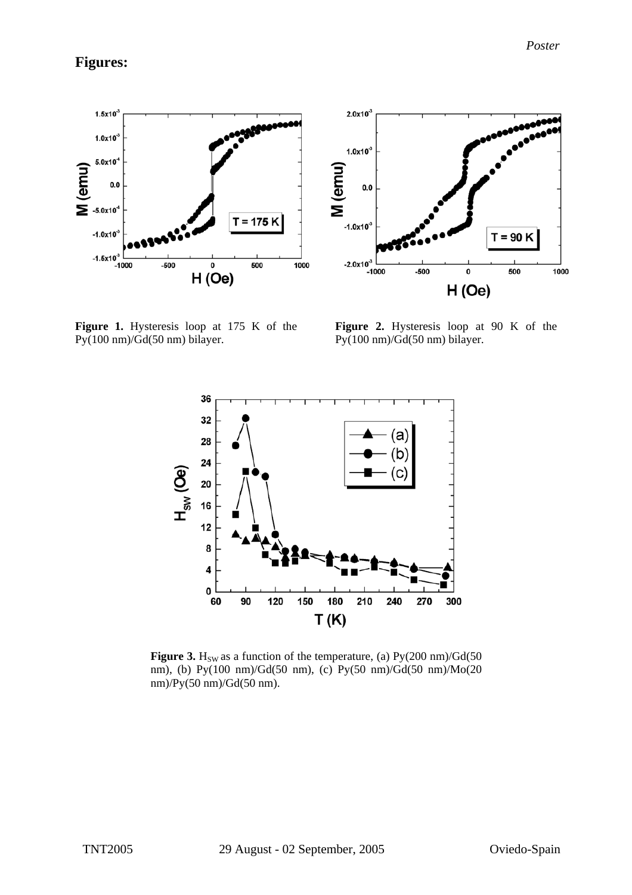## Figures:

1.5x10$^{-3}$
1.0x10$^{-3}$
5.0x10$^{-4}$
0.0
-5.0x10$^{-4}$
-1.0x10$^{-3}$
-1.5x10$^{-3}$
M (emu)
-1000 -500 0 500 1000
H (Oe)
T = 175 K

2.0x10$^{-3}$
1.0x10$^{-3}$
0.0
-1.0x10$^{-3}$
-2.0x10$^{-3}$
M (emu)
-1000 -500 0 500 1000
H (Oe)
T = 90 K

**Figure 1.** Hysteresis loop at 175 K of the Py(100 nm)/Gd(50 nm) bilayer.

**Figure 2.** Hysteresis loop at 90 K of the Py(100 nm)/Gd(50 nm) bilayer.

36
32
28
24
20
16
12
8
4
0
$H_{SW}$ (Oe)
60 90 120 150 180 210 240 270 300
T (K)
(a)
(b)
(c)

**Figure 3.** $H_{SW}$ as a function of the temperature, (a) Py(200 nm)/Gd(50 nm), (b) Py(100 nm)/Gd(50 nm), (c) Py(50 nm)/Gd(50 nm)/Mo(20 nm)/Py(50 nm)/Gd(50 nm).